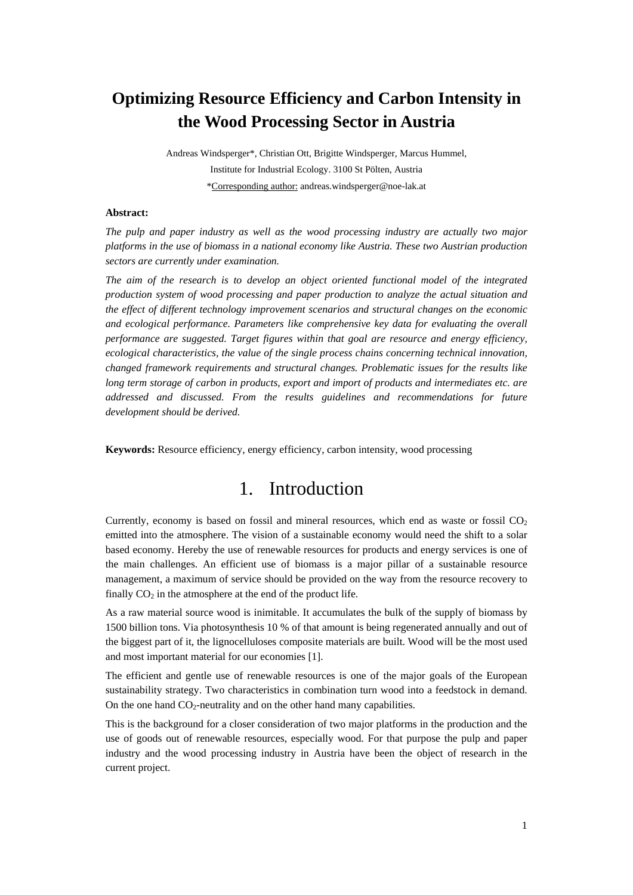# Optimizing Resource Efficiency and Carbon Intensity in the Wood Processing Sector in Austria

Andreas Windsperger*, Christian Ott, Brigitte Windsperger, Marcus Hummel,

Institute for Industrial Ecology. 3100 St Pölten, Austria

*Corresponding author: andreas.windsperger@noe-lak.at

**Abstract:**

*The pulp and paper industry as well as the wood processing industry are actually two major platforms in the use of biomass in a national economy like Austria. These two Austrian production sectors are currently under examination.*

*The aim of the research is to develop an object oriented functional model of the integrated production system of wood processing and paper production to analyze the actual situation and the effect of different technology improvement scenarios and structural changes on the economic and ecological performance. Parameters like comprehensive key data for evaluating the overall performance are suggested. Target figures within that goal are resource and energy efficiency, ecological characteristics, the value of the single process chains concerning technical innovation, changed framework requirements and structural changes. Problematic issues for the results like long term storage of carbon in products, export and import of products and intermediates etc. are addressed and discussed. From the results guidelines and recommendations for future development should be derived.*

**Keywords:** Resource efficiency, energy efficiency, carbon intensity, wood processing

# 1. Introduction

Currently, economy is based on fossil and mineral resources, which end as waste or fossil $CO_2$ emitted into the atmosphere. The vision of a sustainable economy would need the shift to a solar based economy. Hereby the use of renewable resources for products and energy services is one of the main challenges. An efficient use of biomass is a major pillar of a sustainable resource management, a maximum of service should be provided on the way from the resource recovery to finally $CO_2$ in the atmosphere at the end of the product life.

As a raw material source wood is inimitable. It accumulates the bulk of the supply of biomass by 1500 billion tons. Via photosynthesis 10 % of that amount is being regenerated annually and out of the biggest part of it, the lignocelluloses composite materials are built. Wood will be the most used and most important material for our economies [1].

The efficient and gentle use of renewable resources is one of the major goals of the European sustainability strategy. Two characteristics in combination turn wood into a feedstock in demand. On the one hand $CO_2$-neutrality and on the other hand many capabilities.

This is the background for a closer consideration of two major platforms in the production and the use of goods out of renewable resources, especially wood. For that purpose the pulp and paper industry and the wood processing industry in Austria have been the object of research in the current project.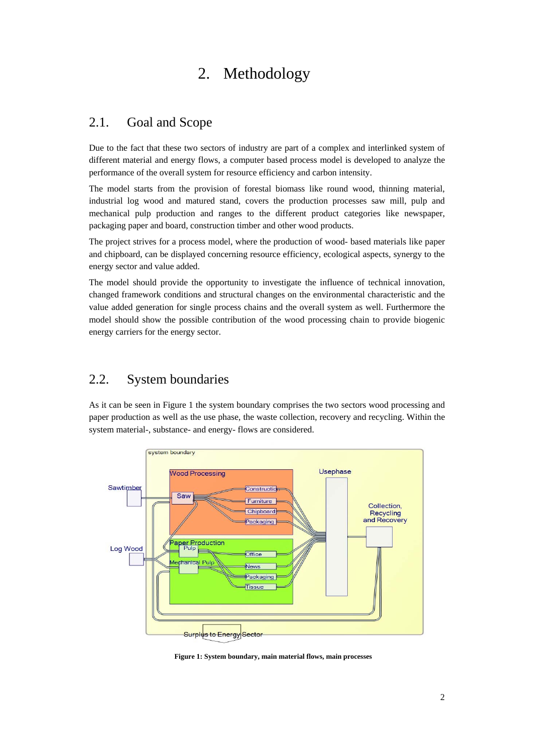# 2. Methodology

## 2.1. Goal and Scope

Due to the fact that these two sectors of industry are part of a complex and interlinked system of different material and energy flows, a computer based process model is developed to analyze the performance of the overall system for resource efficiency and carbon intensity.

The model starts from the provision of forestal biomass like round wood, thinning material, industrial log wood and matured stand, covers the production processes saw mill, pulp and mechanical pulp production and ranges to the different product categories like newspaper, packaging paper and board, construction timber and other wood products.

The project strives for a process model, where the production of wood- based materials like paper and chipboard, can be displayed concerning resource efficiency, ecological aspects, synergy to the energy sector and value added.

The model should provide the opportunity to investigate the influence of technical innovation, changed framework conditions and structural changes on the environmental characteristic and the value added generation for single process chains and the overall system as well. Furthermore the model should show the possible contribution of the wood processing chain to provide biogenic energy carriers for the energy sector.

## 2.2. System boundaries

As it can be seen in Figure 1 the system boundary comprises the two sectors wood processing and paper production as well as the use phase, the waste collection, recovery and recycling. Within the system material-, substance- and energy- flows are considered.

**Figure 1: System boundary, main material flows, main processes**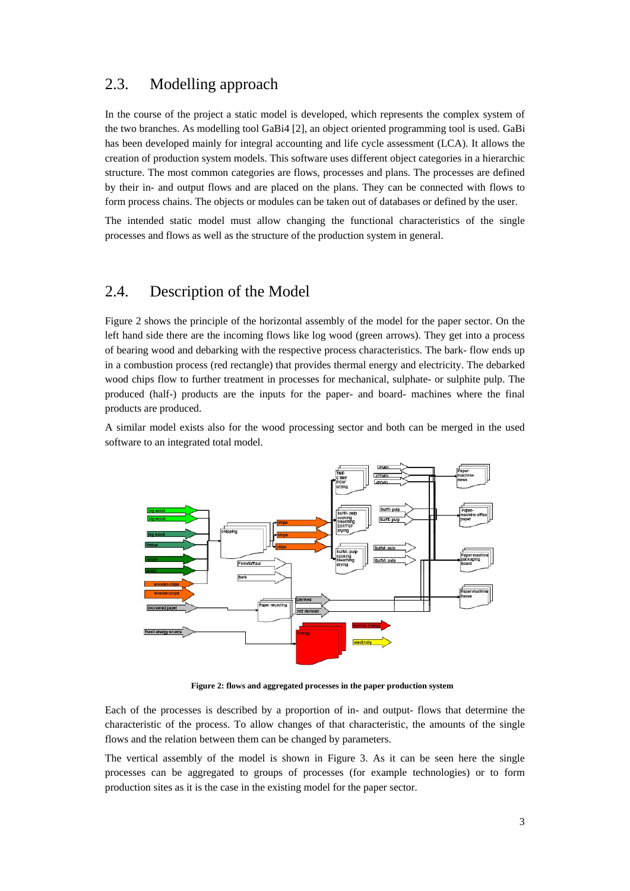## 2.3. Modelling approach

In the course of the project a static model is developed, which represents the complex system of the two branches. As modelling tool GaBi4 [2], an object oriented programming tool is used. GaBi has been developed mainly for integral accounting and life cycle assessment (LCA). It allows the creation of production system models. This software uses different object categories in a hierarchic structure. The most common categories are flows, processes and plans. The processes are defined by their in- and output flows and are placed on the plans. They can be connected with flows to form process chains. The objects or modules can be taken out of databases or defined by the user.

The intended static model must allow changing the functional characteristics of the single processes and flows as well as the structure of the production system in general.

## 2.4. Description of the Model

Figure 2 shows the principle of the horizontal assembly of the model for the paper sector. On the left hand side there are the incoming flows like log wood (green arrows). They get into a process of bearing wood and debarking with the respective process characteristics. The bark- flow ends up in a combustion process (red rectangle) that provides thermal energy and electricity. The debarked wood chips flow to further treatment in processes for mechanical, sulphate- or sulphite pulp. The produced (half-) products are the inputs for the paper- and board- machines where the final products are produced.

A similar model exists also for the wood processing sector and both can be merged in the used software to an integrated total model.

**Figure 2: flows and aggregated processes in the paper production system**

Each of the processes is described by a proportion of in- and output- flows that determine the characteristic of the process. To allow changes of that characteristic, the amounts of the single flows and the relation between them can be changed by parameters.

The vertical assembly of the model is shown in Figure 3. As it can be seen here the single processes can be aggregated to groups of processes (for example technologies) or to form production sites as it is the case in the existing model for the paper sector.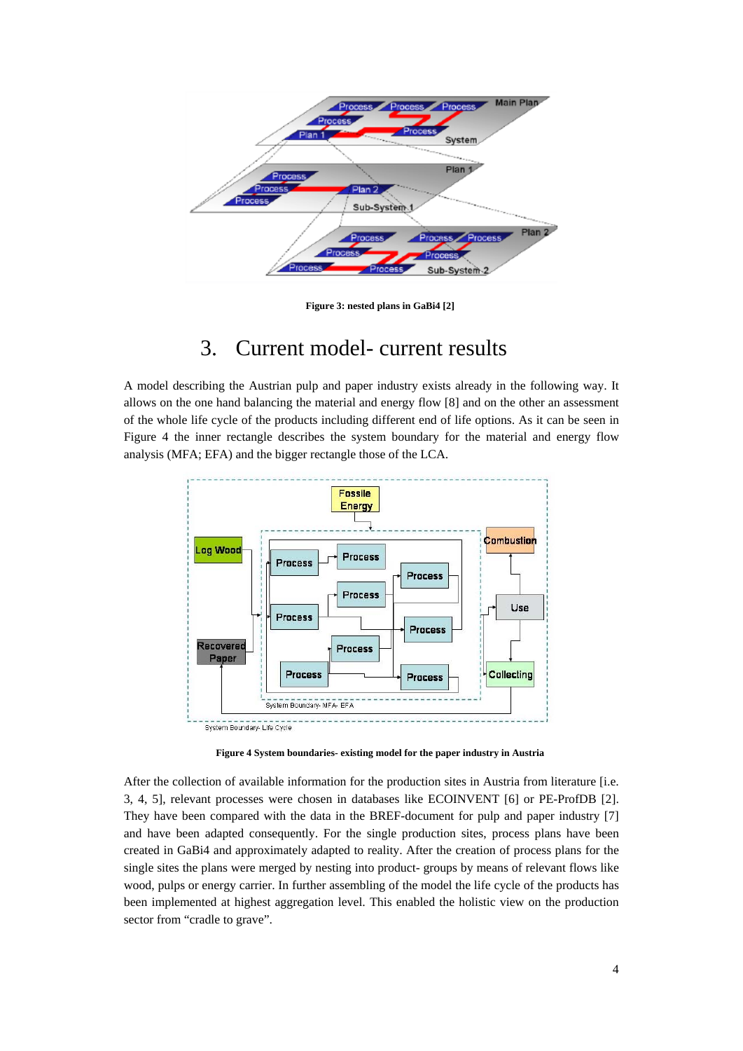**Figure 3: nested plans in GaBi4 [2]**

# 3. Current model- current results

A model describing the Austrian pulp and paper industry exists already in the following way. It allows on the one hand balancing the material and energy flow [8] and on the other an assessment of the whole life cycle of the products including different end of life options. As it can be seen in Figure 4 the inner rectangle describes the system boundary for the material and energy flow analysis (MFA; EFA) and the bigger rectangle those of the LCA.

**Figure 4 System boundaries- existing model for the paper industry in Austria**

After the collection of available information for the production sites in Austria from literature [i.e. 3, 4, 5], relevant processes were chosen in databases like ECOINVENT [6] or PE-ProfDB [2]. They have been compared with the data in the BREF-document for pulp and paper industry [7] and have been adapted consequently. For the single production sites, process plans have been created in GaBi4 and approximately adapted to reality. After the creation of process plans for the single sites the plans were merged by nesting into product- groups by means of relevant flows like wood, pulps or energy carrier. In further assembling of the model the life cycle of the products has been implemented at highest aggregation level. This enabled the holistic view on the production sector from "cradle to grave".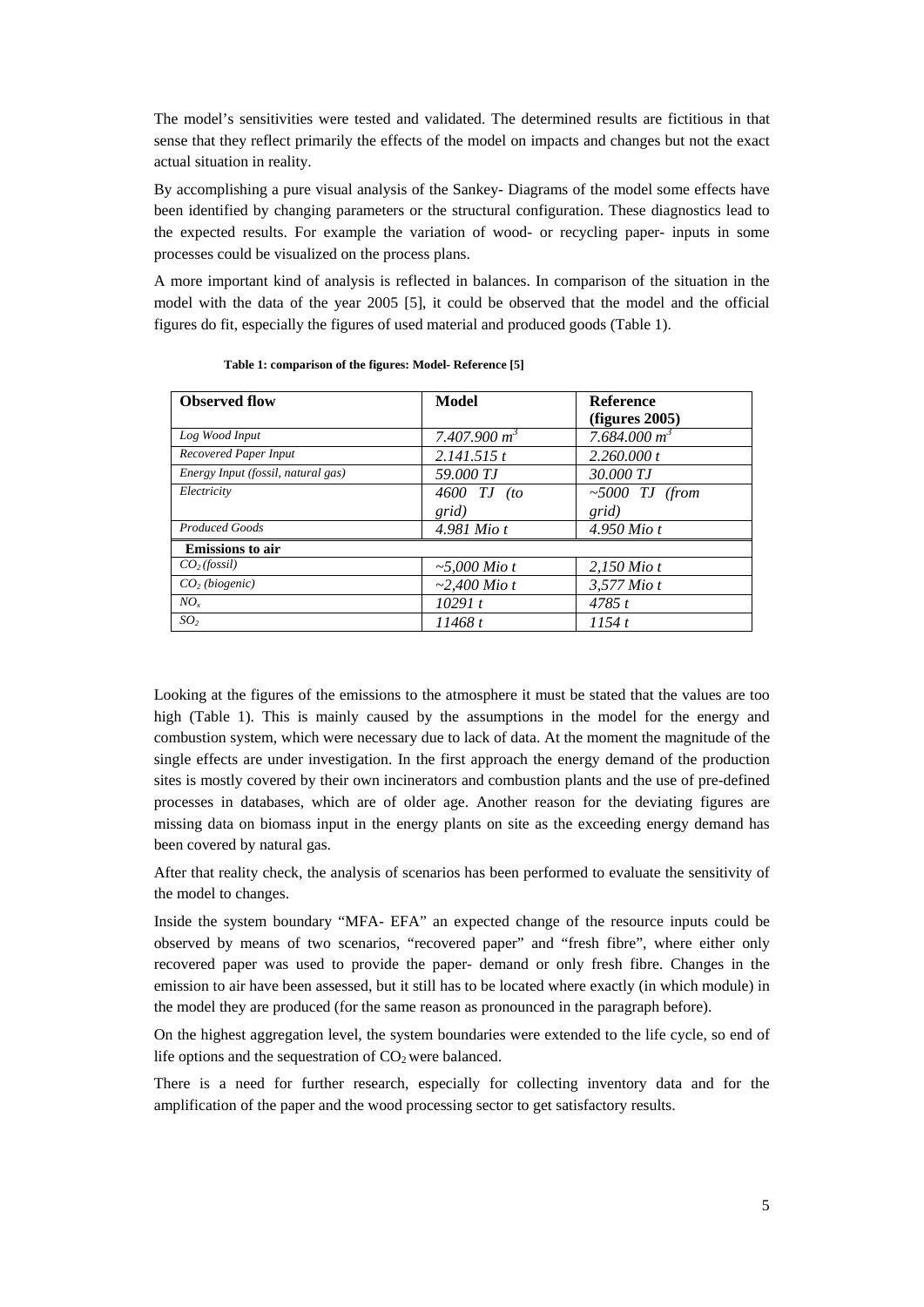The model's sensitivities were tested and validated. The determined results are fictitious in that sense that they reflect primarily the effects of the model on impacts and changes but not the exact actual situation in reality.

By accomplishing a pure visual analysis of the Sankey- Diagrams of the model some effects have been identified by changing parameters or the structural configuration. These diagnostics lead to the expected results. For example the variation of wood- or recycling paper- inputs in some processes could be visualized on the process plans.

A more important kind of analysis is reflected in balances. In comparison of the situation in the model with the data of the year 2005 [5], it could be observed that the model and the official figures do fit, especially the figures of used material and produced goods (Table 1).

**Table 1: comparison of the figures: Model- Reference [5]**

| Observed flow | Model | Reference (figures 2005) |
|---|---|---|
| *Log Wood Input* | *7.407.900 $m^3$* | *7.684.000 $m^3$* |
| *Recovered Paper Input* | *2.141.515 t* | *2.260.000 t* |
| *Energy Input (fossil, natural gas)* | *59.000 TJ* | *30.000 TJ* |
| *Electricity* | *4600 TJ (to grid)* | *~5000 TJ (from grid)* |
| *Produced Goods* | *4.981 Mio t* | *4.950 Mio t* |
| **Emissions to air** | | |
| *$CO_2$ (fossil)* | *~5,000 Mio t* | *2,150 Mio t* |
| *$CO_2$ (biogenic)* | *~2,400 Mio t* | *3,577 Mio t* |
| *$NO_x$* | *10291 t* | *4785 t* |
| *$SO_2$* | *11468 t* | *1154 t* |

Looking at the figures of the emissions to the atmosphere it must be stated that the values are too high (Table 1). This is mainly caused by the assumptions in the model for the energy and combustion system, which were necessary due to lack of data. At the moment the magnitude of the single effects are under investigation. In the first approach the energy demand of the production sites is mostly covered by their own incinerators and combustion plants and the use of pre-defined processes in databases, which are of older age. Another reason for the deviating figures are missing data on biomass input in the energy plants on site as the exceeding energy demand has been covered by natural gas.

After that reality check, the analysis of scenarios has been performed to evaluate the sensitivity of the model to changes.

Inside the system boundary "MFA- EFA" an expected change of the resource inputs could be observed by means of two scenarios, "recovered paper" and "fresh fibre", where either only recovered paper was used to provide the paper- demand or only fresh fibre. Changes in the emission to air have been assessed, but it still has to be located where exactly (in which module) in the model they are produced (for the same reason as pronounced in the paragraph before).

On the highest aggregation level, the system boundaries were extended to the life cycle, so end of life options and the sequestration of $CO_2$ were balanced.

There is a need for further research, especially for collecting inventory data and for the amplification of the paper and the wood processing sector to get satisfactory results.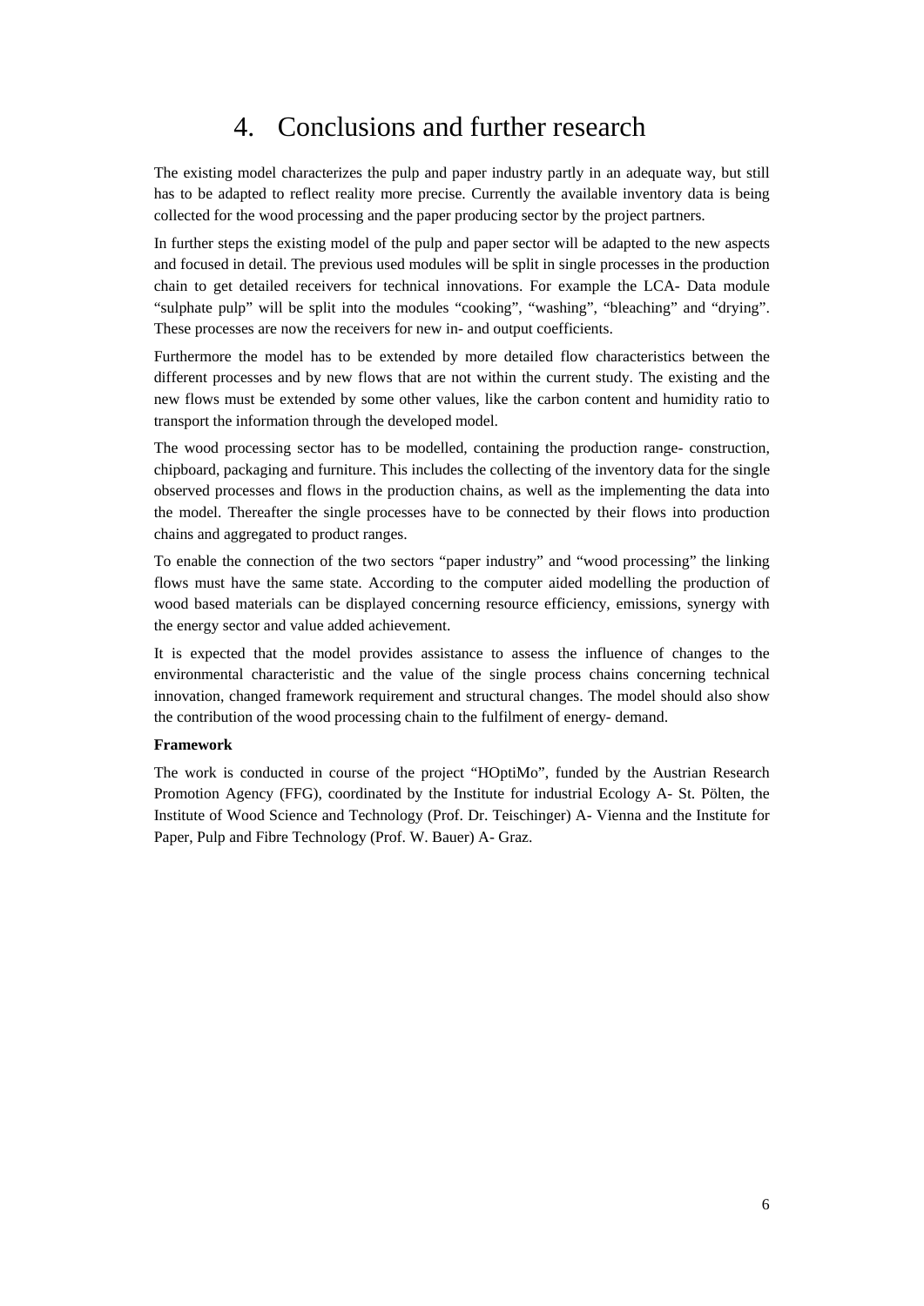# 4. Conclusions and further research

The existing model characterizes the pulp and paper industry partly in an adequate way, but still has to be adapted to reflect reality more precise. Currently the available inventory data is being collected for the wood processing and the paper producing sector by the project partners.

In further steps the existing model of the pulp and paper sector will be adapted to the new aspects and focused in detail. The previous used modules will be split in single processes in the production chain to get detailed receivers for technical innovations. For example the LCA- Data module "sulphate pulp" will be split into the modules "cooking", "washing", "bleaching" and "drying". These processes are now the receivers for new in- and output coefficients.

Furthermore the model has to be extended by more detailed flow characteristics between the different processes and by new flows that are not within the current study. The existing and the new flows must be extended by some other values, like the carbon content and humidity ratio to transport the information through the developed model.

The wood processing sector has to be modelled, containing the production range- construction, chipboard, packaging and furniture. This includes the collecting of the inventory data for the single observed processes and flows in the production chains, as well as the implementing the data into the model. Thereafter the single processes have to be connected by their flows into production chains and aggregated to product ranges.

To enable the connection of the two sectors "paper industry" and "wood processing" the linking flows must have the same state. According to the computer aided modelling the production of wood based materials can be displayed concerning resource efficiency, emissions, synergy with the energy sector and value added achievement.

It is expected that the model provides assistance to assess the influence of changes to the environmental characteristic and the value of the single process chains concerning technical innovation, changed framework requirement and structural changes. The model should also show the contribution of the wood processing chain to the fulfilment of energy- demand.

**Framework**

The work is conducted in course of the project "HOptiMo", funded by the Austrian Research Promotion Agency (FFG), coordinated by the Institute for industrial Ecology A- St. Pölten, the Institute of Wood Science and Technology (Prof. Dr. Teischinger) A- Vienna and the Institute for Paper, Pulp and Fibre Technology (Prof. W. Bauer) A- Graz.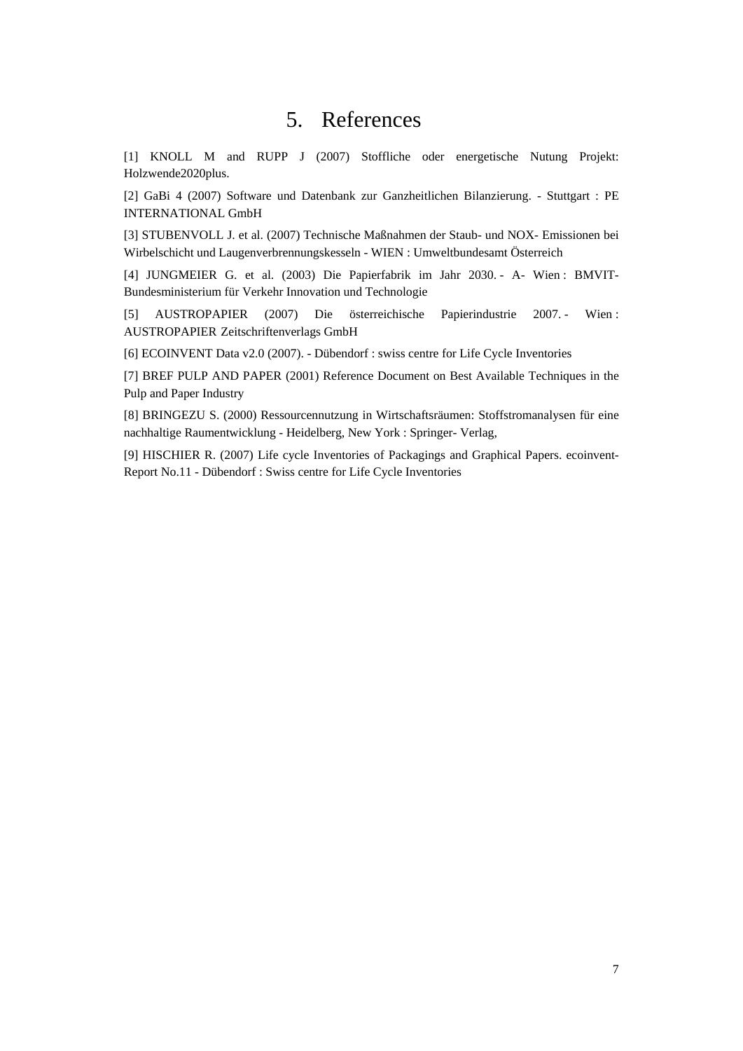# 5. References

[1] KNOLL M and RUPP J (2007) Stoffliche oder energetische Nutung Projekt: Holzwende2020plus.

[2] GaBi 4 (2007) Software und Datenbank zur Ganzheitlichen Bilanzierung. - Stuttgart : PE INTERNATIONAL GmbH

[3] STUBENVOLL J. et al. (2007) Technische Maßnahmen der Staub- und NOX- Emissionen bei Wirbelschicht und Laugenverbrennungskesseln - WIEN : Umweltbundesamt Österreich

[4] JUNGMEIER G. et al. (2003) Die Papierfabrik im Jahr 2030. - A- Wien : BMVIT-Bundesministerium für Verkehr Innovation und Technologie

[5] AUSTROPAPIER (2007) Die österreichische Papierindustrie 2007. - Wien : AUSTROPAPIER Zeitschriftenverlags GmbH

[6] ECOINVENT Data v2.0 (2007). - Dübendorf : swiss centre for Life Cycle Inventories

[7] BREF PULP AND PAPER (2001) Reference Document on Best Available Techniques in the Pulp and Paper Industry

[8] BRINGEZU S. (2000) Ressourcennutzung in Wirtschaftsräumen: Stoffstromanalysen für eine nachhaltige Raumentwicklung - Heidelberg, New York : Springer- Verlag,

[9] HISCHIER R. (2007) Life cycle Inventories of Packagings and Graphical Papers. ecoinvent-Report No.11 - Dübendorf : Swiss centre for Life Cycle Inventories